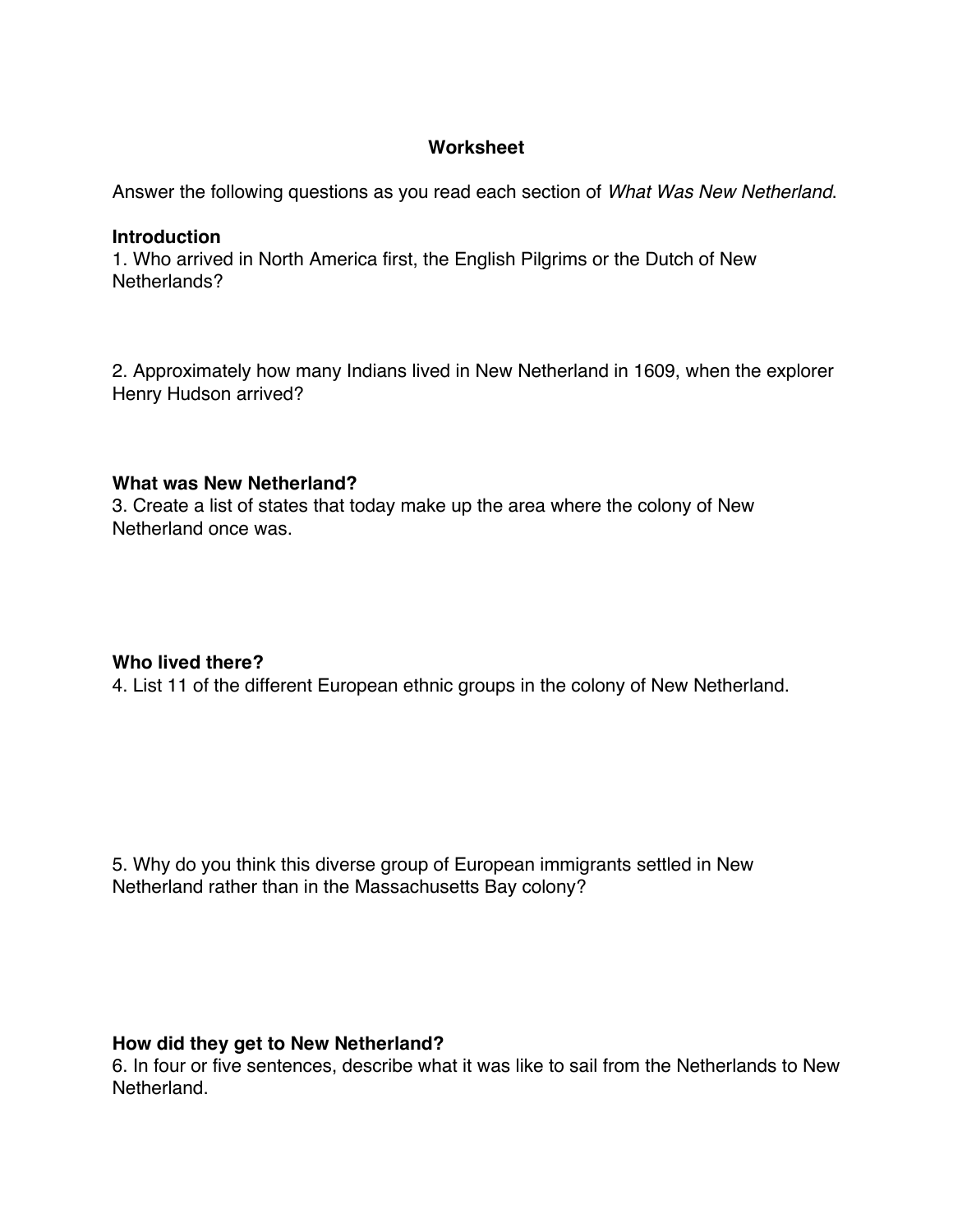# Worksheet

Answer the following questions as you read each section of *What Was New Netherland*.

**Introduction**

1. Who arrived in North America first, the English Pilgrims or the Dutch of New Netherlands?

2. Approximately how many Indians lived in New Netherland in 1609, when the explorer Henry Hudson arrived?

**What was New Netherland?**

3. Create a list of states that today make up the area where the colony of New Netherland once was.

**Who lived there?**

4. List 11 of the different European ethnic groups in the colony of New Netherland.

5. Why do you think this diverse group of European immigrants settled in New Netherland rather than in the Massachusetts Bay colony?

**How did they get to New Netherland?**

6. In four or five sentences, describe what it was like to sail from the Netherlands to New Netherland.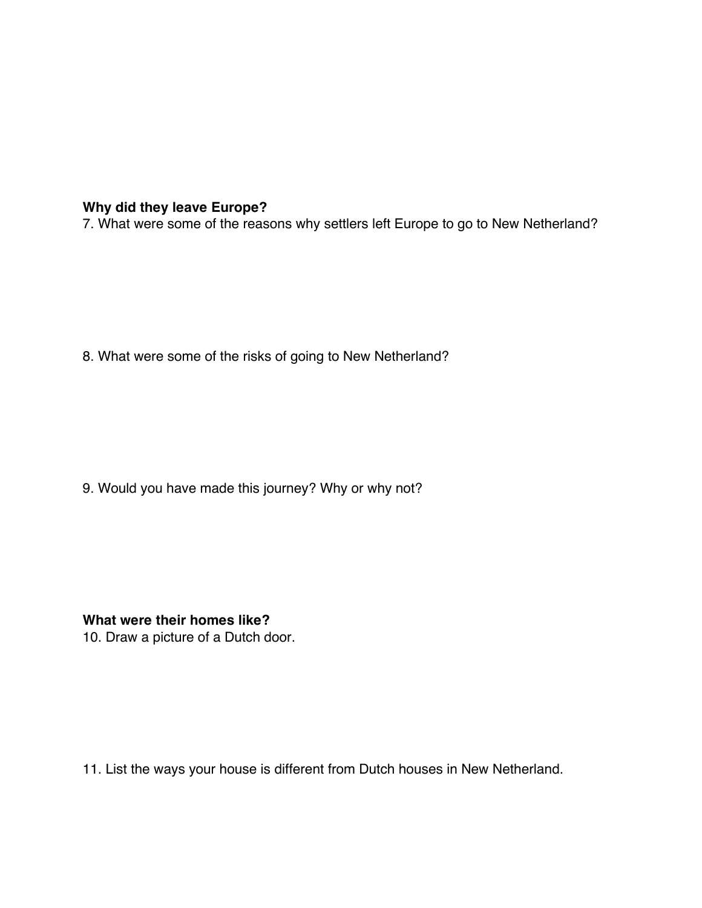**Why did they leave Europe?**

7. What were some of the reasons why settlers left Europe to go to New Netherland?

8. What were some of the risks of going to New Netherland?

9. Would you have made this journey? Why or why not?

**What were their homes like?**

10. Draw a picture of a Dutch door.

11. List the ways your house is different from Dutch houses in New Netherland.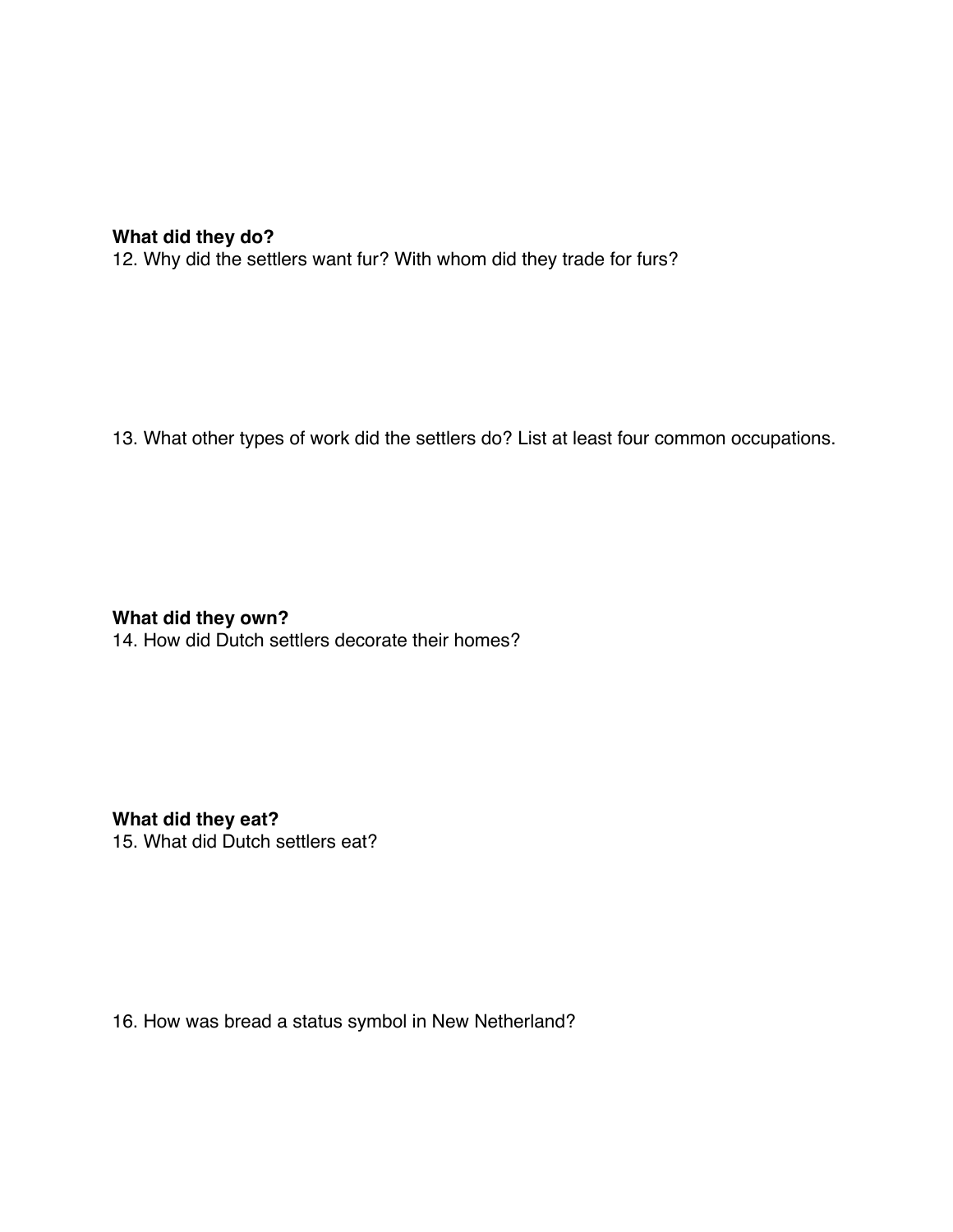**What did they do?**

12. Why did the settlers want fur? With whom did they trade for furs?

13. What other types of work did the settlers do? List at least four common occupations.

**What did they own?**

14. How did Dutch settlers decorate their homes?

**What did they eat?**

15. What did Dutch settlers eat?

16. How was bread a status symbol in New Netherland?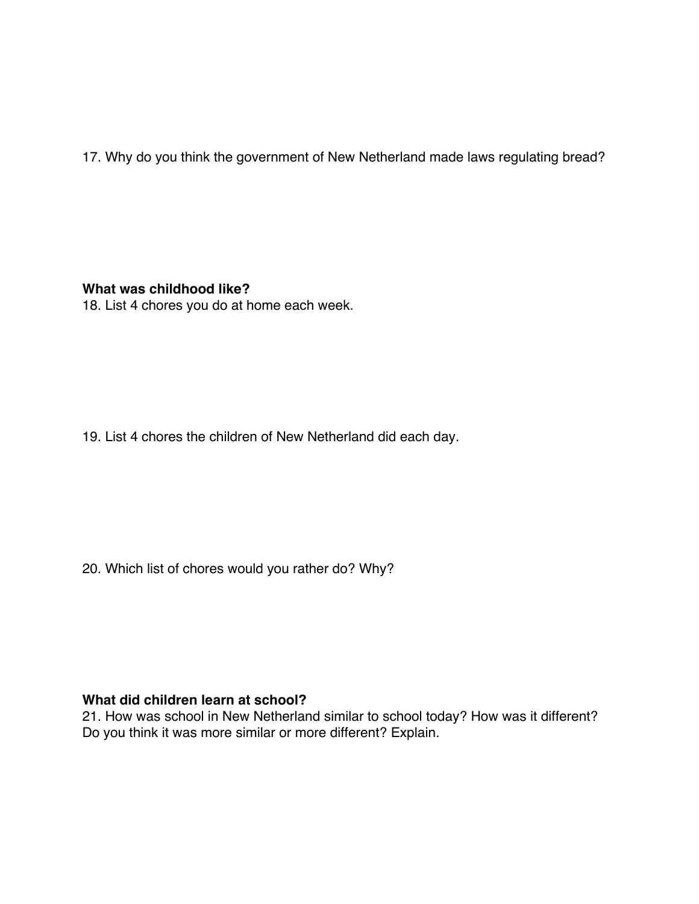17. Why do you think the government of New Netherland made laws regulating bread?

**What was childhood like?**

18. List 4 chores you do at home each week.

19. List 4 chores the children of New Netherland did each day.

20. Which list of chores would you rather do? Why?

**What did children learn at school?**

21. How was school in New Netherland similar to school today? How was it different? Do you think it was more similar or more different? Explain.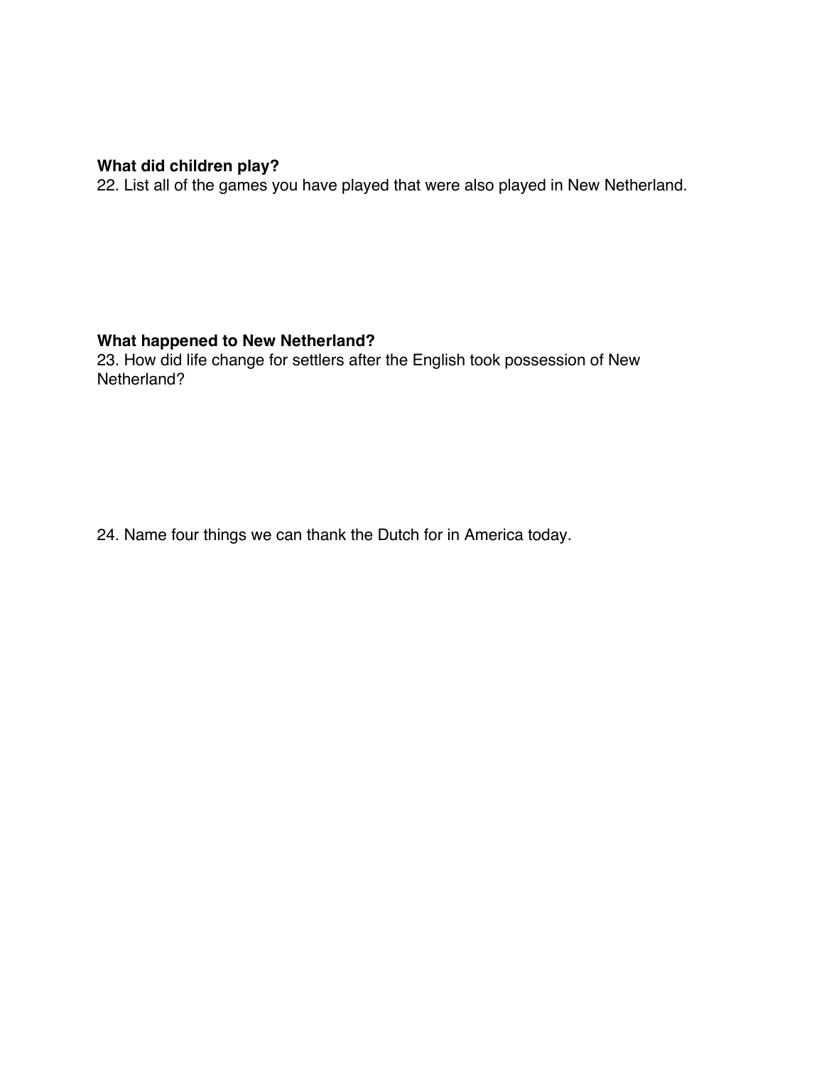**What did children play?**

22. List all of the games you have played that were also played in New Netherland.

**What happened to New Netherland?**

23. How did life change for settlers after the English took possession of New Netherland?

24. Name four things we can thank the Dutch for in America today.